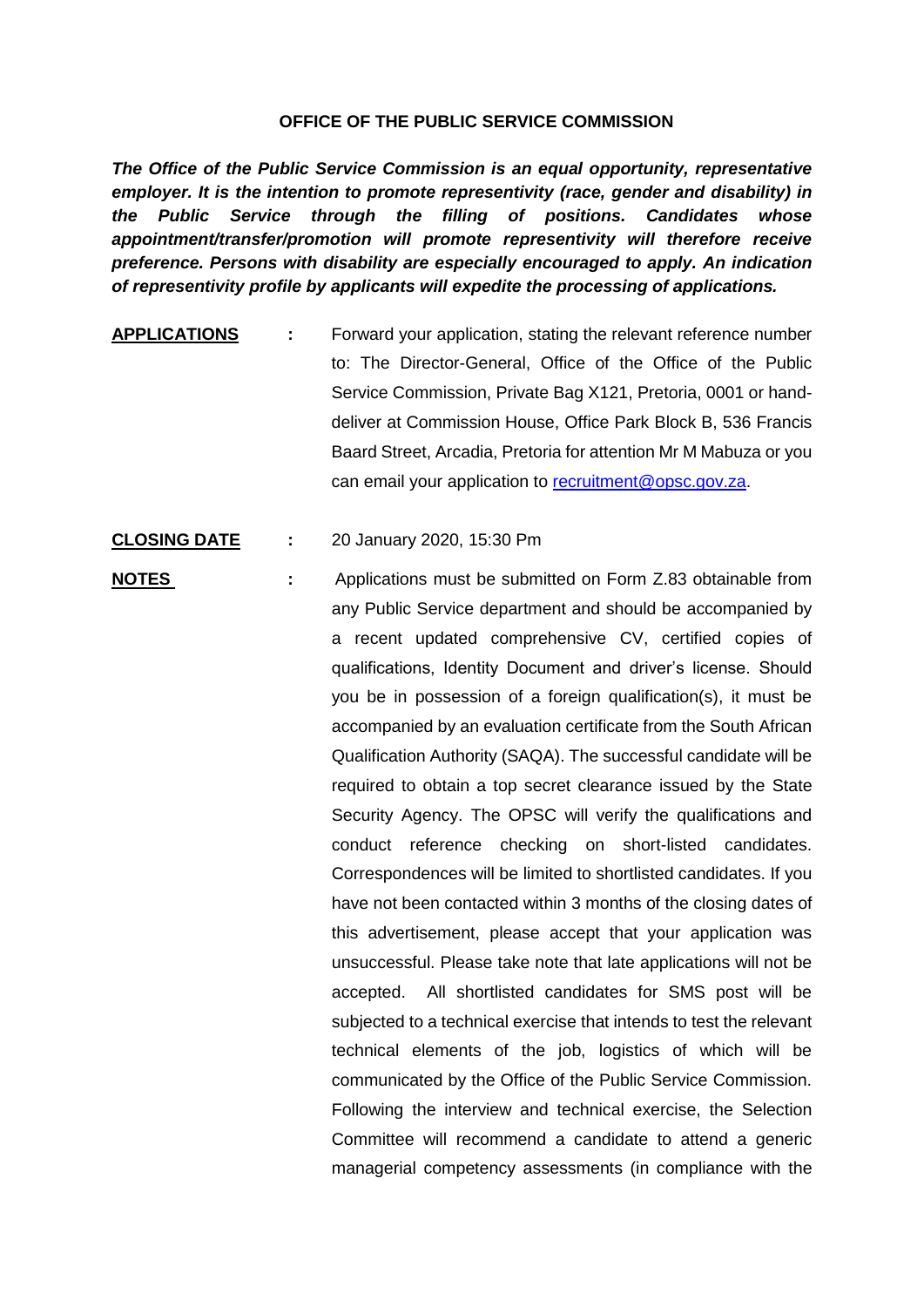**OFFICE OF THE PUBLIC SERVICE COMMISSION**

***The Office of the Public Service Commission is an equal opportunity, representative employer. It is the intention to promote representivity (race, gender and disability) in the Public Service through the filling of positions. Candidates whose appointment/transfer/promotion will promote representivity will therefore receive preference. Persons with disability are especially encouraged to apply. An indication of representivity profile by applicants will expedite the processing of applications.***

**APPLICATIONS** : Forward your application, stating the relevant reference number to: The Director-General, Office of the Office of the Public Service Commission, Private Bag X121, Pretoria, 0001 or hand-deliver at Commission House, Office Park Block B, 536 Francis Baard Street, Arcadia, Pretoria for attention Mr M Mabuza or you can email your application to recruitment@opsc.gov.za.

**CLOSING DATE** : 20 January 2020, 15:30 Pm

**NOTES** : Applications must be submitted on Form Z.83 obtainable from any Public Service department and should be accompanied by a recent updated comprehensive CV, certified copies of qualifications, Identity Document and driver's license. Should you be in possession of a foreign qualification(s), it must be accompanied by an evaluation certificate from the South African Qualification Authority (SAQA). The successful candidate will be required to obtain a top secret clearance issued by the State Security Agency. The OPSC will verify the qualifications and conduct reference checking on short-listed candidates. Correspondences will be limited to shortlisted candidates. If you have not been contacted within 3 months of the closing dates of this advertisement, please accept that your application was unsuccessful. Please take note that late applications will not be accepted. All shortlisted candidates for SMS post will be subjected to a technical exercise that intends to test the relevant technical elements of the job, logistics of which will be communicated by the Office of the Public Service Commission. Following the interview and technical exercise, the Selection Committee will recommend a candidate to attend a generic managerial competency assessments (in compliance with the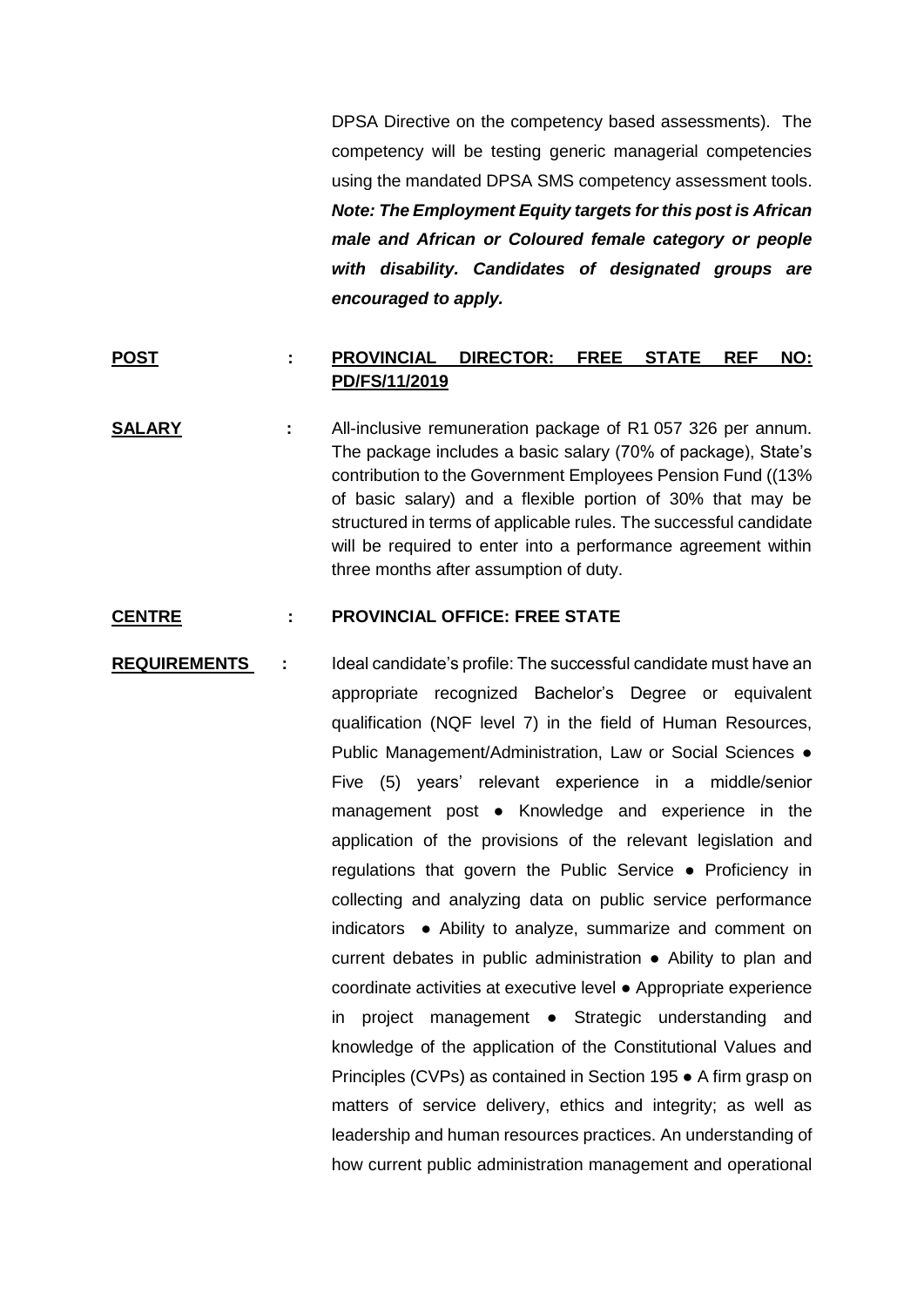DPSA Directive on the competency based assessments). The competency will be testing generic managerial competencies using the mandated DPSA SMS competency assessment tools. ***Note: The Employment Equity targets for this post is African male and African or Coloured female category or people with disability. Candidates of designated groups are encouraged to apply.***

**POST** : **PROVINCIAL DIRECTOR: FREE STATE REF NO: PD/FS/11/2019**

**SALARY** : All-inclusive remuneration package of R1 057 326 per annum. The package includes a basic salary (70% of package), State's contribution to the Government Employees Pension Fund ((13% of basic salary) and a flexible portion of 30% that may be structured in terms of applicable rules. The successful candidate will be required to enter into a performance agreement within three months after assumption of duty.

**CENTRE** : **PROVINCIAL OFFICE: FREE STATE**

**REQUIREMENTS** : Ideal candidate's profile: The successful candidate must have an appropriate recognized Bachelor's Degree or equivalent qualification (NQF level 7) in the field of Human Resources, Public Management/Administration, Law or Social Sciences ● Five (5) years' relevant experience in a middle/senior management post ● Knowledge and experience in the application of the provisions of the relevant legislation and regulations that govern the Public Service ● Proficiency in collecting and analyzing data on public service performance indicators ● Ability to analyze, summarize and comment on current debates in public administration ● Ability to plan and coordinate activities at executive level ● Appropriate experience in project management ● Strategic understanding and knowledge of the application of the Constitutional Values and Principles (CVPs) as contained in Section 195 ● A firm grasp on matters of service delivery, ethics and integrity; as well as leadership and human resources practices. An understanding of how current public administration management and operational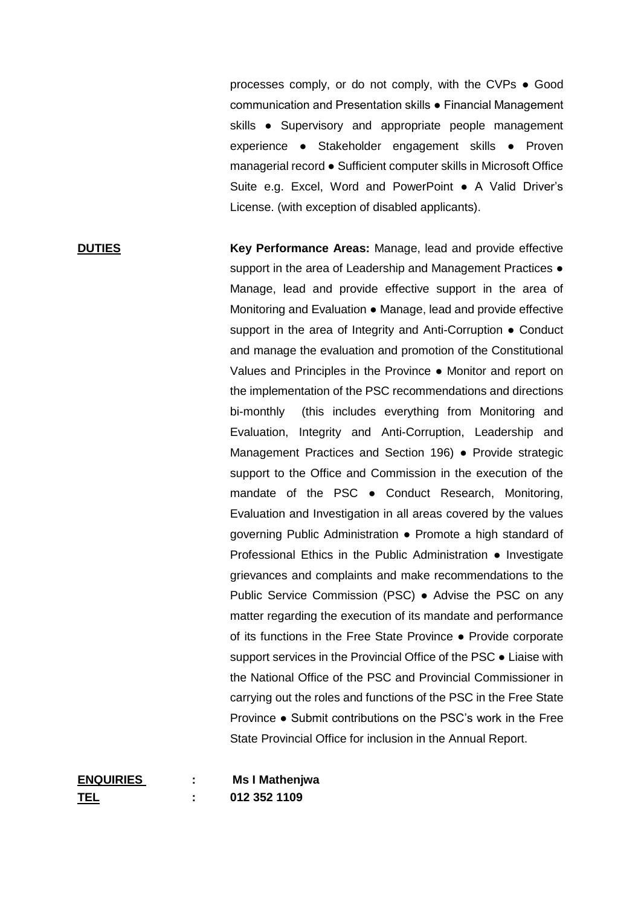processes comply, or do not comply, with the CVPs ● Good communication and Presentation skills ● Financial Management skills ● Supervisory and appropriate people management experience ● Stakeholder engagement skills ● Proven managerial record ● Sufficient computer skills in Microsoft Office Suite e.g. Excel, Word and PowerPoint ● A Valid Driver's License. (with exception of disabled applicants).

**DUTIES** : **Key Performance Areas:** Manage, lead and provide effective support in the area of Leadership and Management Practices ● Manage, lead and provide effective support in the area of Monitoring and Evaluation ● Manage, lead and provide effective support in the area of Integrity and Anti-Corruption ● Conduct and manage the evaluation and promotion of the Constitutional Values and Principles in the Province ● Monitor and report on the implementation of the PSC recommendations and directions bi-monthly (this includes everything from Monitoring and Evaluation, Integrity and Anti-Corruption, Leadership and Management Practices and Section 196) ● Provide strategic support to the Office and Commission in the execution of the mandate of the PSC ● Conduct Research, Monitoring, Evaluation and Investigation in all areas covered by the values governing Public Administration ● Promote a high standard of Professional Ethics in the Public Administration ● Investigate grievances and complaints and make recommendations to the Public Service Commission (PSC) ● Advise the PSC on any matter regarding the execution of its mandate and performance of its functions in the Free State Province ● Provide corporate support services in the Provincial Office of the PSC ● Liaise with the National Office of the PSC and Provincial Commissioner in carrying out the roles and functions of the PSC in the Free State Province ● Submit contributions on the PSC's work in the Free State Provincial Office for inclusion in the Annual Report.

**ENQUIRIES** : **Ms I Mathenjwa**
**TEL** : **012 352 1109**